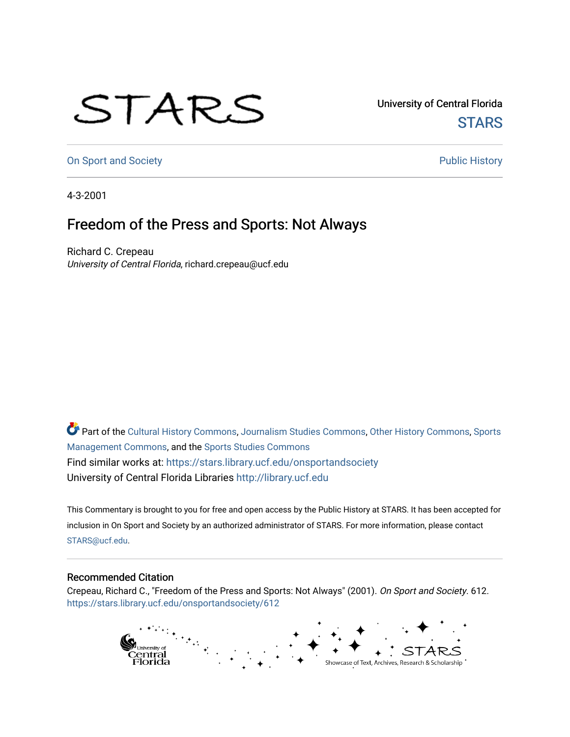University of Central Florida

STARS

On Sport and Society

Public History

4-3-2001

# Freedom of the Press and Sports: Not Always

Richard C. Crepeau

*University of Central Florida*, richard.crepeau@ucf.edu

Part of the Cultural History Commons, Journalism Studies Commons, Other History Commons, Sports Management Commons, and the Sports Studies Commons

Find similar works at: https://stars.library.ucf.edu/onsportandsociety

University of Central Florida Libraries http://library.ucf.edu

This Commentary is brought to you for free and open access by the Public History at STARS. It has been accepted for inclusion in On Sport and Society by an authorized administrator of STARS. For more information, please contact STARS@ucf.edu.

## Recommended Citation

Crepeau, Richard C., "Freedom of the Press and Sports: Not Always" (2001). *On Sport and Society*. 612.
https://stars.library.ucf.edu/onsportandsociety/612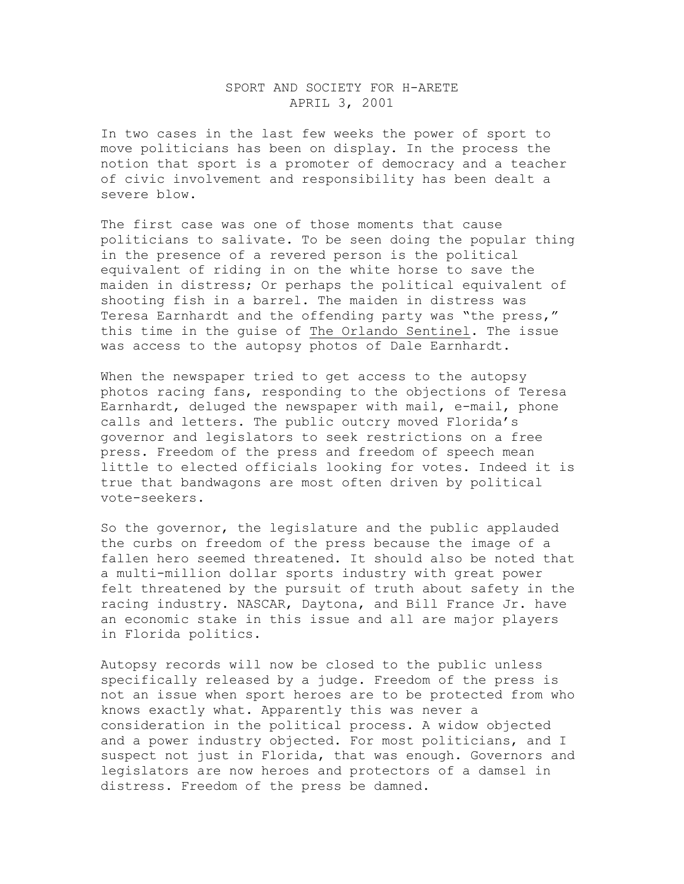# SPORT AND SOCIETY FOR H-ARETE
## APRIL 3, 2001

In two cases in the last few weeks the power of sport to move politicians has been on display. In the process the notion that sport is a promoter of democracy and a teacher of civic involvement and responsibility has been dealt a severe blow.

The first case was one of those moments that cause politicians to salivate. To be seen doing the popular thing in the presence of a revered person is the political equivalent of riding in on the white horse to save the maiden in distress; Or perhaps the political equivalent of shooting fish in a barrel. The maiden in distress was Teresa Earnhardt and the offending party was "the press," this time in the guise of The Orlando Sentinel. The issue was access to the autopsy photos of Dale Earnhardt.

When the newspaper tried to get access to the autopsy photos racing fans, responding to the objections of Teresa Earnhardt, deluged the newspaper with mail, e-mail, phone calls and letters. The public outcry moved Florida's governor and legislators to seek restrictions on a free press. Freedom of the press and freedom of speech mean little to elected officials looking for votes. Indeed it is true that bandwagons are most often driven by political vote-seekers.

So the governor, the legislature and the public applauded the curbs on freedom of the press because the image of a fallen hero seemed threatened. It should also be noted that a multi-million dollar sports industry with great power felt threatened by the pursuit of truth about safety in the racing industry. NASCAR, Daytona, and Bill France Jr. have an economic stake in this issue and all are major players in Florida politics.

Autopsy records will now be closed to the public unless specifically released by a judge. Freedom of the press is not an issue when sport heroes are to be protected from who knows exactly what. Apparently this was never a consideration in the political process. A widow objected and a power industry objected. For most politicians, and I suspect not just in Florida, that was enough. Governors and legislators are now heroes and protectors of a damsel in distress. Freedom of the press be damned.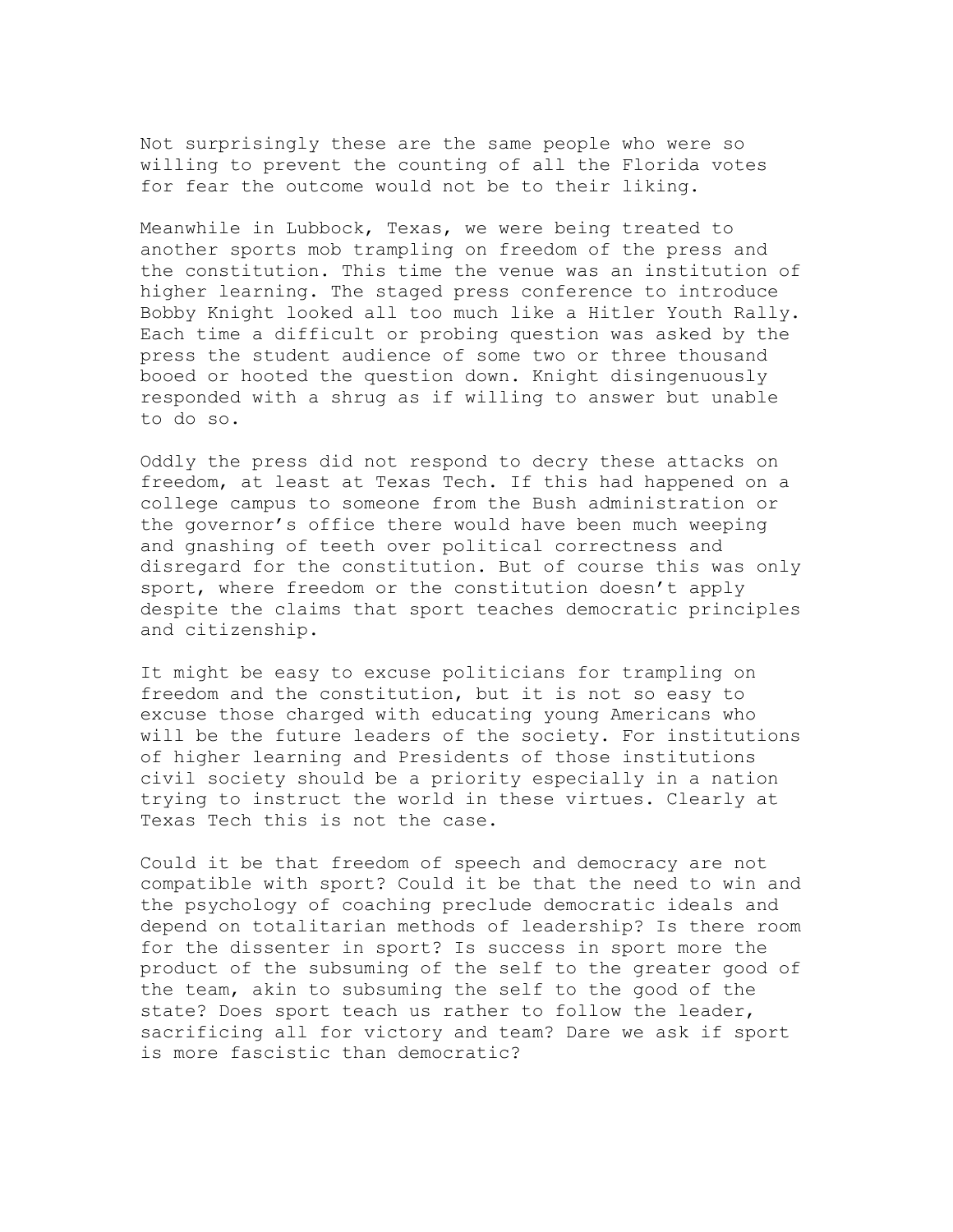Not surprisingly these are the same people who were so willing to prevent the counting of all the Florida votes for fear the outcome would not be to their liking.

Meanwhile in Lubbock, Texas, we were being treated to another sports mob trampling on freedom of the press and the constitution. This time the venue was an institution of higher learning. The staged press conference to introduce Bobby Knight looked all too much like a Hitler Youth Rally. Each time a difficult or probing question was asked by the press the student audience of some two or three thousand booed or hooted the question down. Knight disingenuously responded with a shrug as if willing to answer but unable to do so.

Oddly the press did not respond to decry these attacks on freedom, at least at Texas Tech. If this had happened on a college campus to someone from the Bush administration or the governor's office there would have been much weeping and gnashing of teeth over political correctness and disregard for the constitution. But of course this was only sport, where freedom or the constitution doesn't apply despite the claims that sport teaches democratic principles and citizenship.

It might be easy to excuse politicians for trampling on freedom and the constitution, but it is not so easy to excuse those charged with educating young Americans who will be the future leaders of the society. For institutions of higher learning and Presidents of those institutions civil society should be a priority especially in a nation trying to instruct the world in these virtues. Clearly at Texas Tech this is not the case.

Could it be that freedom of speech and democracy are not compatible with sport? Could it be that the need to win and the psychology of coaching preclude democratic ideals and depend on totalitarian methods of leadership? Is there room for the dissenter in sport? Is success in sport more the product of the subsuming of the self to the greater good of the team, akin to subsuming the self to the good of the state? Does sport teach us rather to follow the leader, sacrificing all for victory and team? Dare we ask if sport is more fascistic than democratic?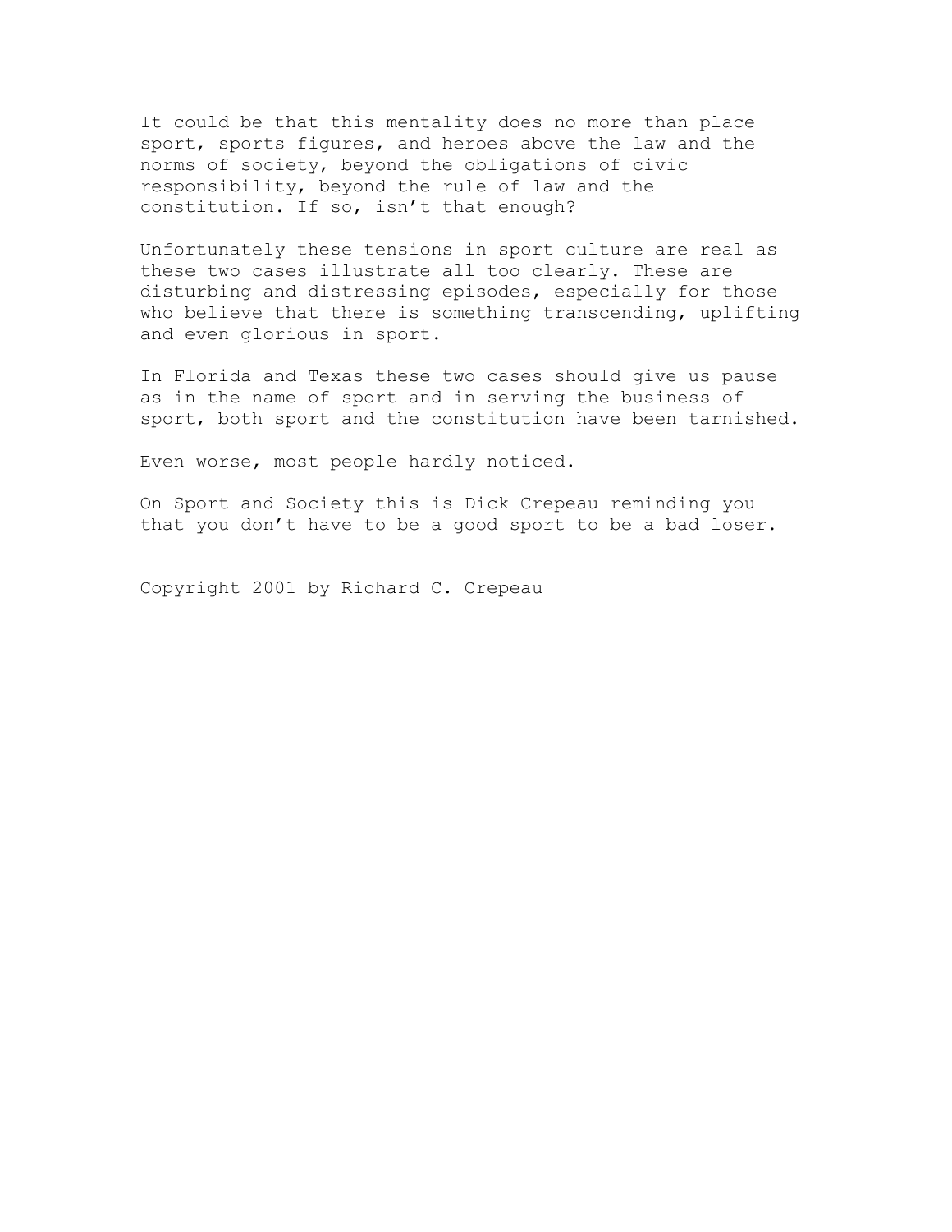It could be that this mentality does no more than place sport, sports figures, and heroes above the law and the norms of society, beyond the obligations of civic responsibility, beyond the rule of law and the constitution. If so, isn't that enough?

Unfortunately these tensions in sport culture are real as these two cases illustrate all too clearly. These are disturbing and distressing episodes, especially for those who believe that there is something transcending, uplifting and even glorious in sport.

In Florida and Texas these two cases should give us pause as in the name of sport and in serving the business of sport, both sport and the constitution have been tarnished.

Even worse, most people hardly noticed.

On Sport and Society this is Dick Crepeau reminding you that you don't have to be a good sport to be a bad loser.

Copyright 2001 by Richard C. Crepeau